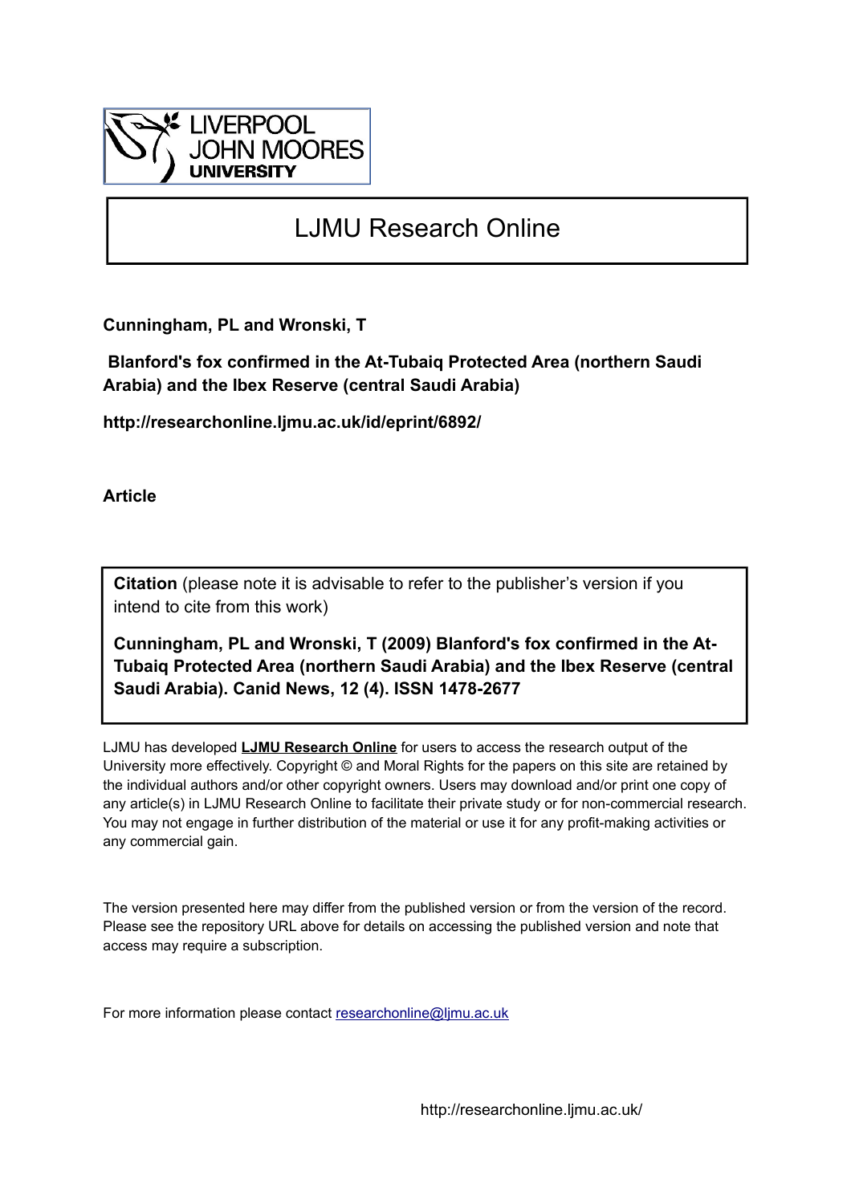LIVERPOOL JOHN MOORES UNIVERSITY

# LJMU Research Online

**Cunningham, PL and Wronski, T**

**Blanford's fox confirmed in the At-Tubaiq Protected Area (northern Saudi Arabia) and the Ibex Reserve (central Saudi Arabia)**

**http://researchonline.ljmu.ac.uk/id/eprint/6892/**

**Article**

**Citation** (please note it is advisable to refer to the publisher's version if you intend to cite from this work)

**Cunningham, PL and Wronski, T (2009) Blanford's fox confirmed in the At-Tubaiq Protected Area (northern Saudi Arabia) and the Ibex Reserve (central Saudi Arabia). Canid News, 12 (4). ISSN 1478-2677**

LJMU has developed **LJMU Research Online** for users to access the research output of the University more effectively. Copyright © and Moral Rights for the papers on this site are retained by the individual authors and/or other copyright owners. Users may download and/or print one copy of any article(s) in LJMU Research Online to facilitate their private study or for non-commercial research. You may not engage in further distribution of the material or use it for any profit-making activities or any commercial gain.

The version presented here may differ from the published version or from the version of the record. Please see the repository URL above for details on accessing the published version and note that access may require a subscription.

For more information please contact researchonline@ljmu.ac.uk

http://researchonline.ljmu.ac.uk/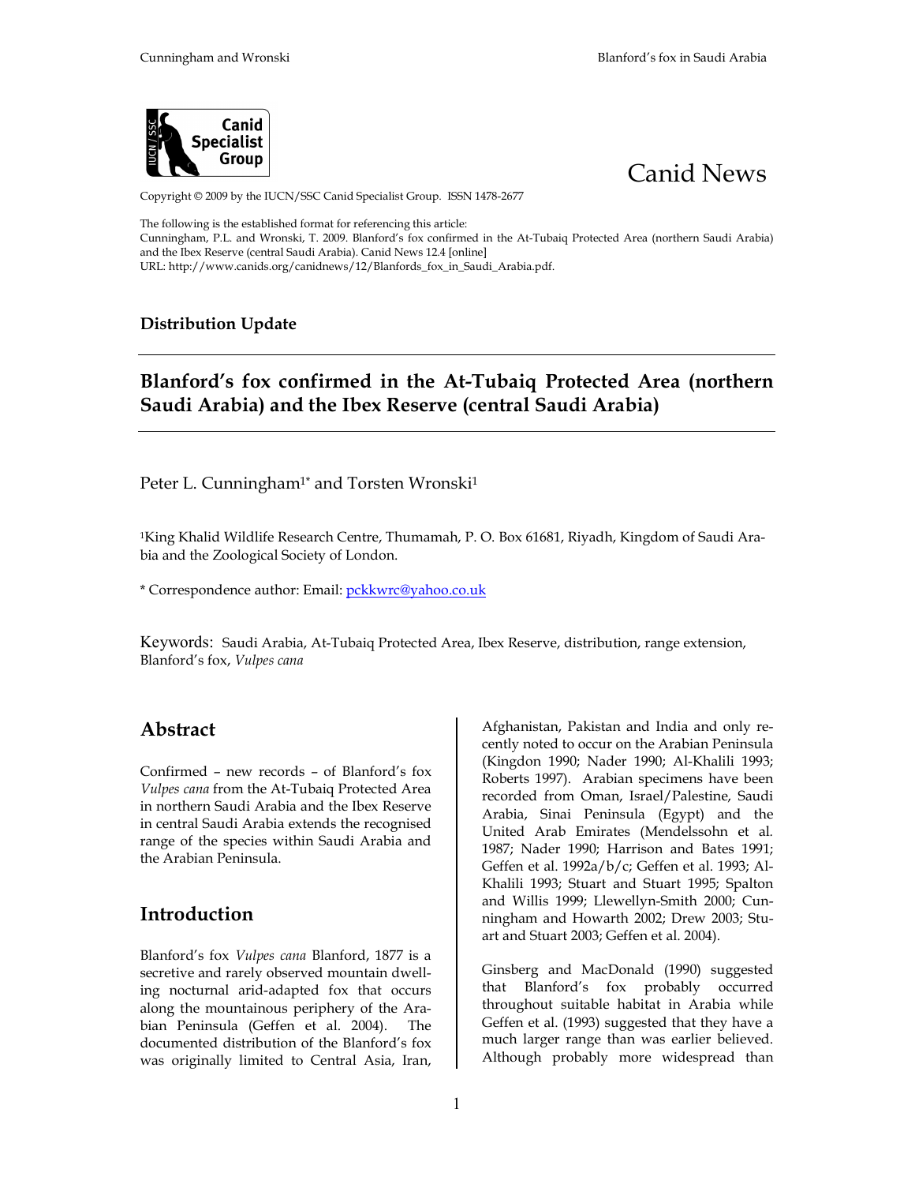Canid News

Copyright © 2009 by the IUCN/SSC Canid Specialist Group. ISSN 1478-2677

The following is the established format for referencing this article:
Cunningham, P.L. and Wronski, T. 2009. Blanford's fox confirmed in the At-Tubaiq Protected Area (northern Saudi Arabia) and the Ibex Reserve (central Saudi Arabia). Canid News 12.4 [online]
URL: http://www.canids.org/canidnews/12/Blanfords_fox_in_Saudi_Arabia.pdf.

**Distribution Update**

# Blanford's fox confirmed in the At-Tubaiq Protected Area (northern Saudi Arabia) and the Ibex Reserve (central Saudi Arabia)

Peter L. Cunningham[1*] and Torsten Wronski[1]

[1]King Khalid Wildlife Research Centre, Thumamah, P. O. Box 61681, Riyadh, Kingdom of Saudi Arabia and the Zoological Society of London.

\* Correspondence author: Email: pckkwrc@yahoo.co.uk

Keywords: Saudi Arabia, At-Tubaiq Protected Area, Ibex Reserve, distribution, range extension, Blanford's fox, *Vulpes cana*

## Abstract

Confirmed – new records – of Blanford's fox *Vulpes cana* from the At-Tubaiq Protected Area in northern Saudi Arabia and the Ibex Reserve in central Saudi Arabia extends the recognised range of the species within Saudi Arabia and the Arabian Peninsula.

## Introduction

Blanford's fox *Vulpes cana* Blanford, 1877 is a secretive and rarely observed mountain dwelling nocturnal arid-adapted fox that occurs along the mountainous periphery of the Arabian Peninsula (Geffen et al. 2004). The documented distribution of the Blanford's fox was originally limited to Central Asia, Iran, Afghanistan, Pakistan and India and only recently noted to occur on the Arabian Peninsula (Kingdon 1990; Nader 1990; Al-Khalili 1993; Roberts 1997). Arabian specimens have been recorded from Oman, Israel/Palestine, Saudi Arabia, Sinai Peninsula (Egypt) and the United Arab Emirates (Mendelssohn et al. 1987; Nader 1990; Harrison and Bates 1991; Geffen et al. 1992a/b/c; Geffen et al. 1993; Al-Khalili 1993; Stuart and Stuart 1995; Spalton and Willis 1999; Llewellyn-Smith 2000; Cunningham and Howarth 2002; Drew 2003; Stuart and Stuart 2003; Geffen et al. 2004).

Ginsberg and MacDonald (1990) suggested that Blanford's fox probably occurred throughout suitable habitat in Arabia while Geffen et al. (1993) suggested that they have a much larger range than was earlier believed. Although probably more widespread than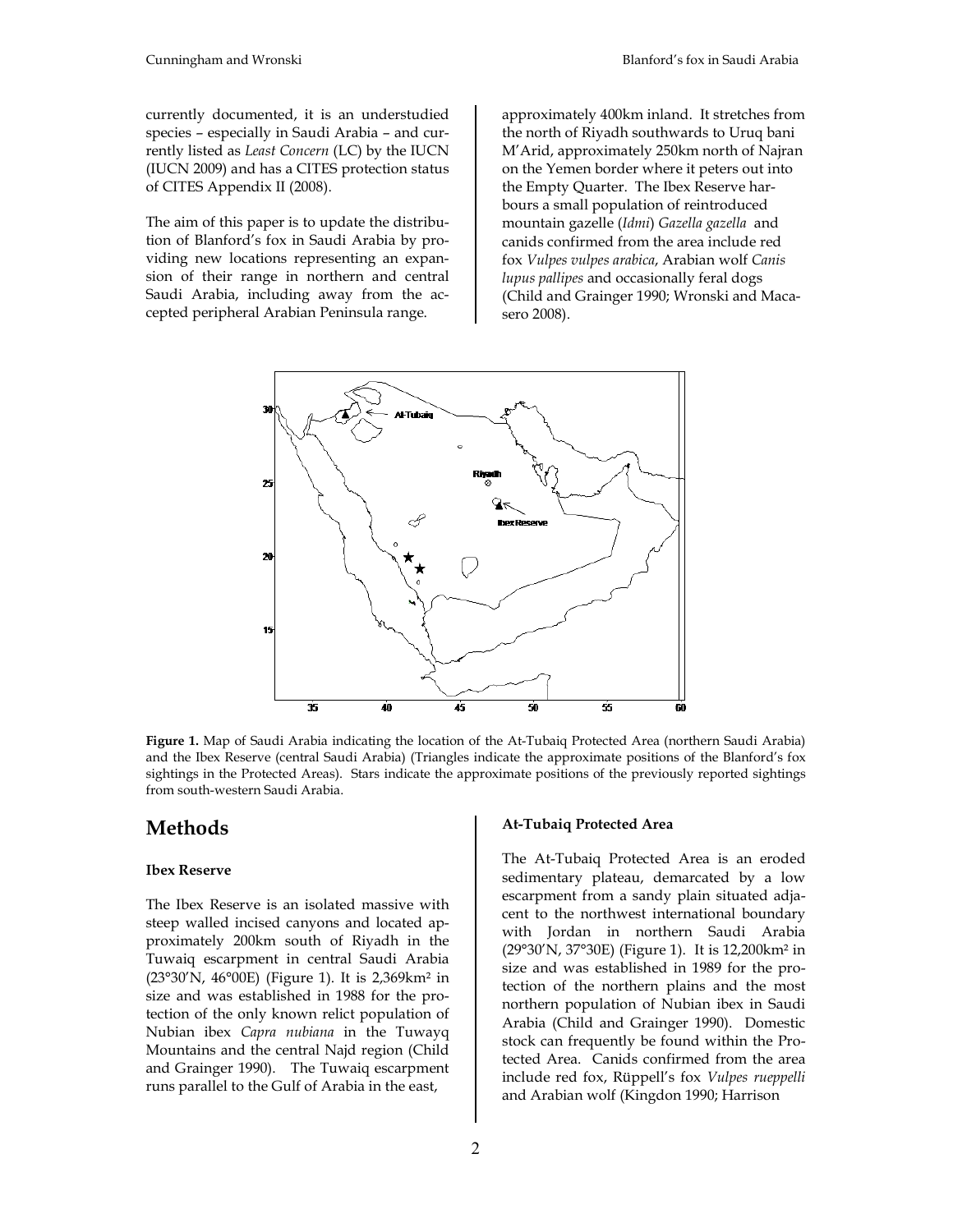currently documented, it is an understudied species – especially in Saudi Arabia – and currently listed as *Least Concern* (LC) by the IUCN (IUCN 2009) and has a CITES protection status of CITES Appendix II (2008).

The aim of this paper is to update the distribution of Blanford's fox in Saudi Arabia by providing new locations representing an expansion of their range in northern and central Saudi Arabia, including away from the accepted peripheral Arabian Peninsula range.

**Figure 1.** Map of Saudi Arabia indicating the location of the At-Tubaiq Protected Area (northern Saudi Arabia) and the Ibex Reserve (central Saudi Arabia) (Triangles indicate the approximate positions of the Blanford's fox sightings in the Protected Areas). Stars indicate the approximate positions of the previously reported sightings from south-western Saudi Arabia.

# Methods

### Ibex Reserve

The Ibex Reserve is an isolated massive with steep walled incised canyons and located approximately 200km south of Riyadh in the Tuwaiq escarpment in central Saudi Arabia (23°30′N, 46°00E) (Figure 1). It is 2,369km² in size and was established in 1988 for the protection of the only known relict population of Nubian ibex *Capra nubiana* in the Tuwayq Mountains and the central Najd region (Child and Grainger 1990). The Tuwaiq escarpment runs parallel to the Gulf of Arabia in the east, approximately 400km inland. It stretches from the north of Riyadh southwards to Uruq bani M'Arid, approximately 250km north of Najran on the Yemen border where it peters out into the Empty Quarter. The Ibex Reserve harbours a small population of reintroduced mountain gazelle (*Idmi*) *Gazella gazella* and canids confirmed from the area include red fox *Vulpes vulpes arabica*, Arabian wolf *Canis lupus pallipes* and occasionally feral dogs (Child and Grainger 1990; Wronski and Macasero 2008).

### At-Tubaiq Protected Area

The At-Tubaiq Protected Area is an eroded sedimentary plateau, demarcated by a low escarpment from a sandy plain situated adjacent to the northwest international boundary with Jordan in northern Saudi Arabia (29°30′N, 37°30E) (Figure 1). It is 12,200km² in size and was established in 1989 for the protection of the northern plains and the most northern population of Nubian ibex in Saudi Arabia (Child and Grainger 1990). Domestic stock can frequently be found within the Protected Area. Canids confirmed from the area include red fox, Rüppell's fox *Vulpes rueppelli* and Arabian wolf (Kingdon 1990; Harrison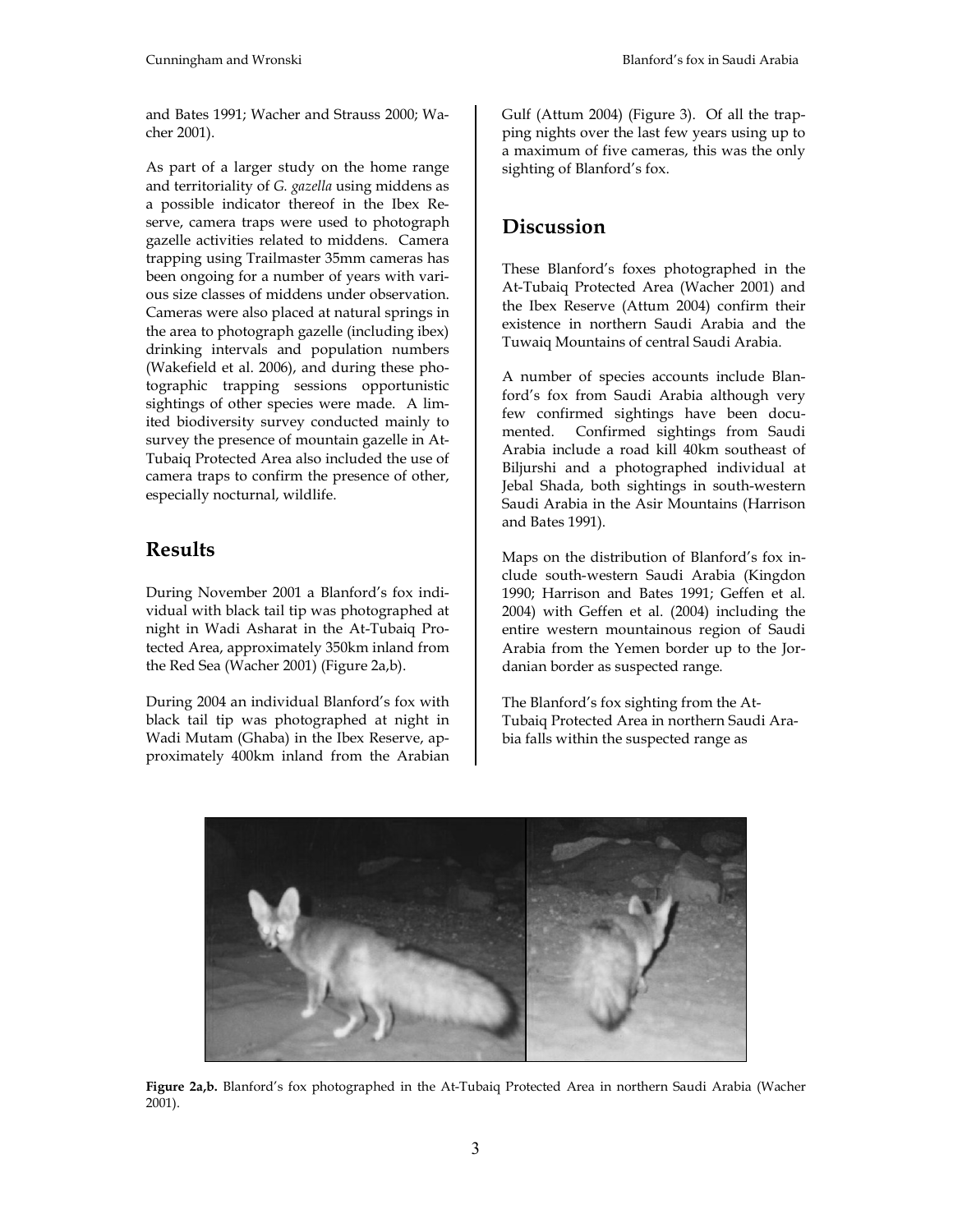and Bates 1991; Wacher and Strauss 2000; Wacher 2001).

As part of a larger study on the home range and territoriality of *G. gazella* using middens as a possible indicator thereof in the Ibex Reserve, camera traps were used to photograph gazelle activities related to middens. Camera trapping using Trailmaster 35mm cameras has been ongoing for a number of years with various size classes of middens under observation. Cameras were also placed at natural springs in the area to photograph gazelle (including ibex) drinking intervals and population numbers (Wakefield et al. 2006), and during these photographic trapping sessions opportunistic sightings of other species were made. A limited biodiversity survey conducted mainly to survey the presence of mountain gazelle in At-Tubaiq Protected Area also included the use of camera traps to confirm the presence of other, especially nocturnal, wildlife.

## Results

During November 2001 a Blanford's fox individual with black tail tip was photographed at night in Wadi Asharat in the At-Tubaiq Protected Area, approximately 350km inland from the Red Sea (Wacher 2001) (Figure 2a,b).

During 2004 an individual Blanford's fox with black tail tip was photographed at night in Wadi Mutam (Ghaba) in the Ibex Reserve, approximately 400km inland from the Arabian Gulf (Attum 2004) (Figure 3). Of all the trapping nights over the last few years using up to a maximum of five cameras, this was the only sighting of Blanford's fox.

## Discussion

These Blanford's foxes photographed in the At-Tubaiq Protected Area (Wacher 2001) and the Ibex Reserve (Attum 2004) confirm their existence in northern Saudi Arabia and the Tuwaiq Mountains of central Saudi Arabia.

A number of species accounts include Blanford's fox from Saudi Arabia although very few confirmed sightings have been documented. Confirmed sightings from Saudi Arabia include a road kill 40km southeast of Biljurshi and a photographed individual at Jebal Shada, both sightings in south-western Saudi Arabia in the Asir Mountains (Harrison and Bates 1991).

Maps on the distribution of Blanford's fox include south-western Saudi Arabia (Kingdon 1990; Harrison and Bates 1991; Geffen et al. 2004) with Geffen et al. (2004) including the entire western mountainous region of Saudi Arabia from the Yemen border up to the Jordanian border as suspected range.

The Blanford's fox sighting from the At-Tubaiq Protected Area in northern Saudi Arabia falls within the suspected range as

**Figure 2a,b.** Blanford's fox photographed in the At-Tubaiq Protected Area in northern Saudi Arabia (Wacher 2001).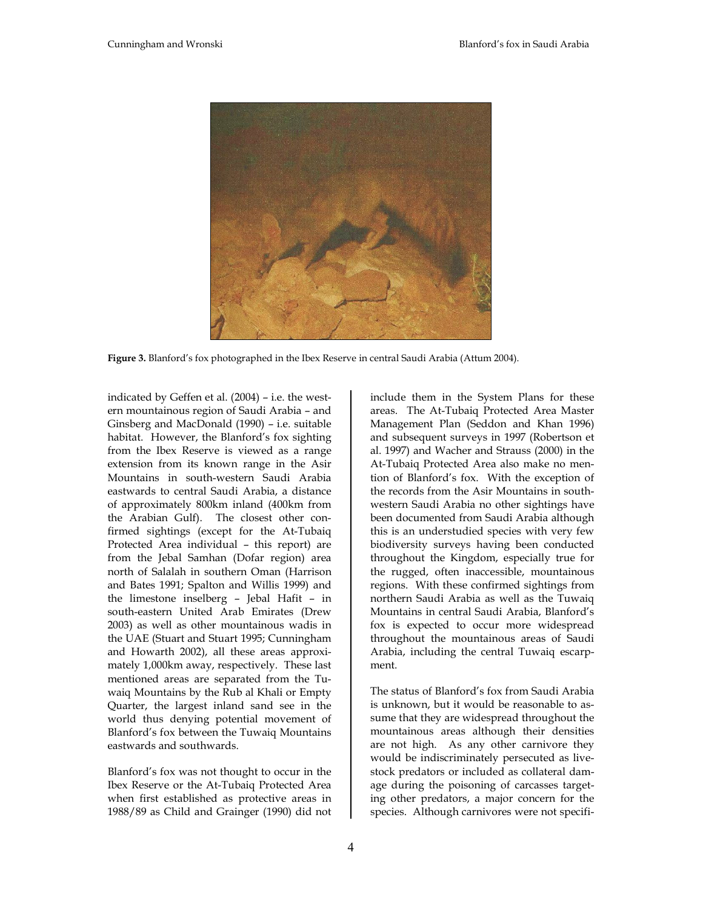**Figure 3.** Blanford's fox photographed in the Ibex Reserve in central Saudi Arabia (Attum 2004).

indicated by Geffen et al. (2004) – i.e. the western mountainous region of Saudi Arabia – and Ginsberg and MacDonald (1990) – i.e. suitable habitat. However, the Blanford's fox sighting from the Ibex Reserve is viewed as a range extension from its known range in the Asir Mountains in south-western Saudi Arabia eastwards to central Saudi Arabia, a distance of approximately 800km inland (400km from the Arabian Gulf). The closest other confirmed sightings (except for the At-Tubaiq Protected Area individual – this report) are from the Jebal Samhan (Dofar region) area north of Salalah in southern Oman (Harrison and Bates 1991; Spalton and Willis 1999) and the limestone inselberg – Jebal Hafit – in south-eastern United Arab Emirates (Drew 2003) as well as other mountainous wadis in the UAE (Stuart and Stuart 1995; Cunningham and Howarth 2002), all these areas approximately 1,000km away, respectively. These last mentioned areas are separated from the Tuwaiq Mountains by the Rub al Khali or Empty Quarter, the largest inland sand see in the world thus denying potential movement of Blanford's fox between the Tuwaiq Mountains eastwards and southwards.

Blanford's fox was not thought to occur in the Ibex Reserve or the At-Tubaiq Protected Area when first established as protective areas in 1988/89 as Child and Grainger (1990) did not include them in the System Plans for these areas. The At-Tubaiq Protected Area Master Management Plan (Seddon and Khan 1996) and subsequent surveys in 1997 (Robertson et al. 1997) and Wacher and Strauss (2000) in the At-Tubaiq Protected Area also make no mention of Blanford's fox. With the exception of the records from the Asir Mountains in southwestern Saudi Arabia no other sightings have been documented from Saudi Arabia although this is an understudied species with very few biodiversity surveys having been conducted throughout the Kingdom, especially true for the rugged, often inaccessible, mountainous regions. With these confirmed sightings from northern Saudi Arabia as well as the Tuwaiq Mountains in central Saudi Arabia, Blanford's fox is expected to occur more widespread throughout the mountainous areas of Saudi Arabia, including the central Tuwaiq escarpment.

The status of Blanford's fox from Saudi Arabia is unknown, but it would be reasonable to assume that they are widespread throughout the mountainous areas although their densities are not high. As any other carnivore they would be indiscriminately persecuted as livestock predators or included as collateral damage during the poisoning of carcasses targeting other predators, a major concern for the species. Although carnivores were not specifi-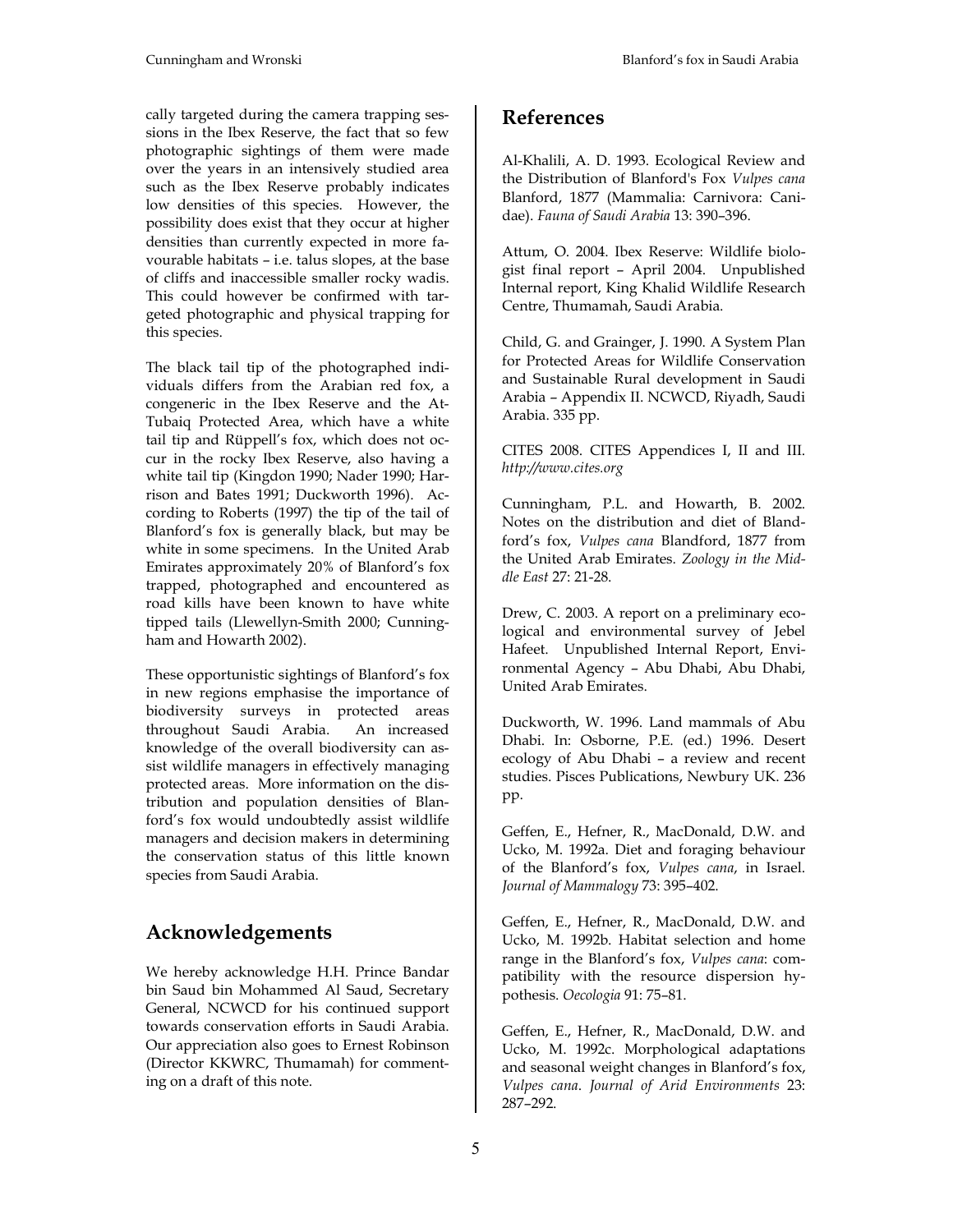cally targeted during the camera trapping sessions in the Ibex Reserve, the fact that so few photographic sightings of them were made over the years in an intensively studied area such as the Ibex Reserve probably indicates low densities of this species. However, the possibility does exist that they occur at higher densities than currently expected in more favourable habitats – i.e. talus slopes, at the base of cliffs and inaccessible smaller rocky wadis. This could however be confirmed with targeted photographic and physical trapping for this species.

The black tail tip of the photographed individuals differs from the Arabian red fox, a congeneric in the Ibex Reserve and the At-Tubaiq Protected Area, which have a white tail tip and Rüppell's fox, which does not occur in the rocky Ibex Reserve, also having a white tail tip (Kingdon 1990; Nader 1990; Harrison and Bates 1991; Duckworth 1996). According to Roberts (1997) the tip of the tail of Blanford's fox is generally black, but may be white in some specimens. In the United Arab Emirates approximately 20% of Blanford's fox trapped, photographed and encountered as road kills have been known to have white tipped tails (Llewellyn-Smith 2000; Cunningham and Howarth 2002).

These opportunistic sightings of Blanford's fox in new regions emphasise the importance of biodiversity surveys in protected areas throughout Saudi Arabia. An increased knowledge of the overall biodiversity can assist wildlife managers in effectively managing protected areas. More information on the distribution and population densities of Blanford's fox would undoubtedly assist wildlife managers and decision makers in determining the conservation status of this little known species from Saudi Arabia.

## Acknowledgements

We hereby acknowledge H.H. Prince Bandar bin Saud bin Mohammed Al Saud, Secretary General, NCWCD for his continued support towards conservation efforts in Saudi Arabia. Our appreciation also goes to Ernest Robinson (Director KKWRC, Thumamah) for commenting on a draft of this note.

## References

Al-Khalili, A. D. 1993. Ecological Review and the Distribution of Blanford's Fox *Vulpes cana* Blanford, 1877 (Mammalia: Carnivora: Canidae). *Fauna of Saudi Arabia* 13: 390–396.

Attum, O. 2004. Ibex Reserve: Wildlife biologist final report – April 2004. Unpublished Internal report, King Khalid Wildlife Research Centre, Thumamah, Saudi Arabia.

Child, G. and Grainger, J. 1990. A System Plan for Protected Areas for Wildlife Conservation and Sustainable Rural development in Saudi Arabia – Appendix II. NCWCD, Riyadh, Saudi Arabia. 335 pp.

CITES 2008. CITES Appendices I, II and III. *http://www.cites.org*

Cunningham, P.L. and Howarth, B. 2002. Notes on the distribution and diet of Blandford's fox, *Vulpes cana* Blandford, 1877 from the United Arab Emirates. *Zoology in the Middle East* 27: 21-28.

Drew, C. 2003. A report on a preliminary ecological and environmental survey of Jebel Hafeet. Unpublished Internal Report, Environmental Agency – Abu Dhabi, Abu Dhabi, United Arab Emirates.

Duckworth, W. 1996. Land mammals of Abu Dhabi. In: Osborne, P.E. (ed.) 1996. Desert ecology of Abu Dhabi – a review and recent studies. Pisces Publications, Newbury UK. 236 pp.

Geffen, E., Hefner, R., MacDonald, D.W. and Ucko, M. 1992a. Diet and foraging behaviour of the Blanford's fox, *Vulpes cana*, in Israel. *Journal of Mammalogy* 73: 395–402.

Geffen, E., Hefner, R., MacDonald, D.W. and Ucko, M. 1992b. Habitat selection and home range in the Blanford's fox, *Vulpes cana*: compatibility with the resource dispersion hypothesis. *Oecologia* 91: 75–81.

Geffen, E., Hefner, R., MacDonald, D.W. and Ucko, M. 1992c. Morphological adaptations and seasonal weight changes in Blanford's fox, *Vulpes cana*. *Journal of Arid Environments* 23: 287–292.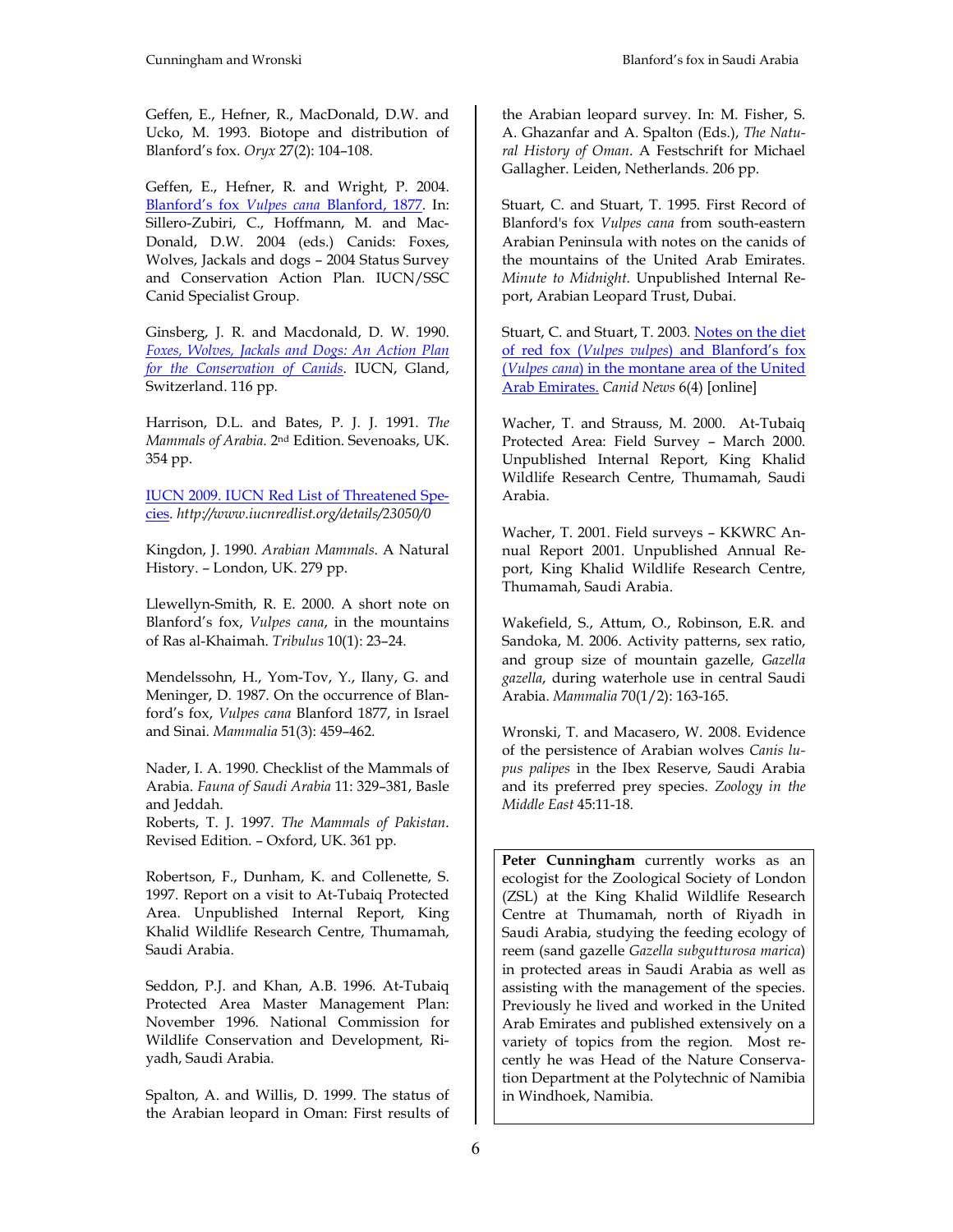Geffen, E., Hefner, R., MacDonald, D.W. and Ucko, M. 1993. Biotope and distribution of Blanford's fox. *Oryx* 27(2): 104–108.

Geffen, E., Hefner, R. and Wright, P. 2004. [Blanford's fox *Vulpes cana* Blanford, 1877](). In: Sillero-Zubiri, C., Hoffmann, M. and MacDonald, D.W. 2004 (eds.) Canids: Foxes, Wolves, Jackals and dogs – 2004 Status Survey and Conservation Action Plan. IUCN/SSC Canid Specialist Group.

Ginsberg, J. R. and Macdonald, D. W. 1990. *Foxes, Wolves, Jackals and Dogs: An Action Plan for the Conservation of Canids*. IUCN, Gland, Switzerland. 116 pp.

Harrison, D.L. and Bates, P. J. J. 1991. *The Mammals of Arabia*. 2nd Edition. Sevenoaks, UK. 354 pp.

IUCN 2009. IUCN Red List of Threatened Species. *http://www.iucnredlist.org/details/23050/0*

Kingdon, J. 1990. *Arabian Mammals*. A Natural History. – London, UK. 279 pp.

Llewellyn-Smith, R. E. 2000. A short note on Blanford's fox, *Vulpes cana*, in the mountains of Ras al-Khaimah. *Tribulus* 10(1): 23–24.

Mendelssohn, H., Yom-Tov, Y., Ilany, G. and Meninger, D. 1987. On the occurrence of Blanford's fox, *Vulpes cana* Blanford 1877, in Israel and Sinai. *Mammalia* 51(3): 459–462.

Nader, I. A. 1990. Checklist of the Mammals of Arabia. *Fauna of Saudi Arabia* 11: 329–381, Basle and Jeddah.

Roberts, T. J. 1997. *The Mammals of Pakistan*. Revised Edition. – Oxford, UK. 361 pp.

Robertson, F., Dunham, K. and Collenette, S. 1997. Report on a visit to At-Tubaiq Protected Area. Unpublished Internal Report, King Khalid Wildlife Research Centre, Thumamah, Saudi Arabia.

Seddon, P.J. and Khan, A.B. 1996. At-Tubaiq Protected Area Master Management Plan: November 1996. National Commission for Wildlife Conservation and Development, Riyadh, Saudi Arabia.

Spalton, A. and Willis, D. 1999. The status of the Arabian leopard in Oman: First results of the Arabian leopard survey. In: M. Fisher, S. A. Ghazanfar and A. Spalton (Eds.), *The Natural History of Oman*. A Festschrift for Michael Gallagher. Leiden, Netherlands. 206 pp.

Stuart, C. and Stuart, T. 1995. First Record of Blanford's fox *Vulpes cana* from south-eastern Arabian Peninsula with notes on the canids of the mountains of the United Arab Emirates. *Minute to Midnight*. Unpublished Internal Report, Arabian Leopard Trust, Dubai.

Stuart, C. and Stuart, T. 2003. Notes on the diet of red fox (*Vulpes vulpes*) and Blanford's fox (*Vulpes cana*) in the montane area of the United Arab Emirates. *Canid News* 6(4) [online]

Wacher, T. and Strauss, M. 2000. At-Tubaiq Protected Area: Field Survey – March 2000. Unpublished Internal Report, King Khalid Wildlife Research Centre, Thumamah, Saudi Arabia.

Wacher, T. 2001. Field surveys – KKWRC Annual Report 2001. Unpublished Annual Report, King Khalid Wildlife Research Centre, Thumamah, Saudi Arabia.

Wakefield, S., Attum, O., Robinson, E.R. and Sandoka, M. 2006. Activity patterns, sex ratio, and group size of mountain gazelle, *Gazella gazella*, during waterhole use in central Saudi Arabia. *Mammalia* 70(1/2): 163-165.

Wronski, T. and Macasero, W. 2008. Evidence of the persistence of Arabian wolves *Canis lupus palipes* in the Ibex Reserve, Saudi Arabia and its preferred prey species. *Zoology in the Middle East* 45:11-18.

**Peter Cunningham** currently works as an ecologist for the Zoological Society of London (ZSL) at the King Khalid Wildlife Research Centre at Thumamah, north of Riyadh in Saudi Arabia, studying the feeding ecology of reem (sand gazelle *Gazella subgutturosa marica*) in protected areas in Saudi Arabia as well as assisting with the management of the species. Previously he lived and worked in the United Arab Emirates and published extensively on a variety of topics from the region. Most recently he was Head of the Nature Conservation Department at the Polytechnic of Namibia in Windhoek, Namibia.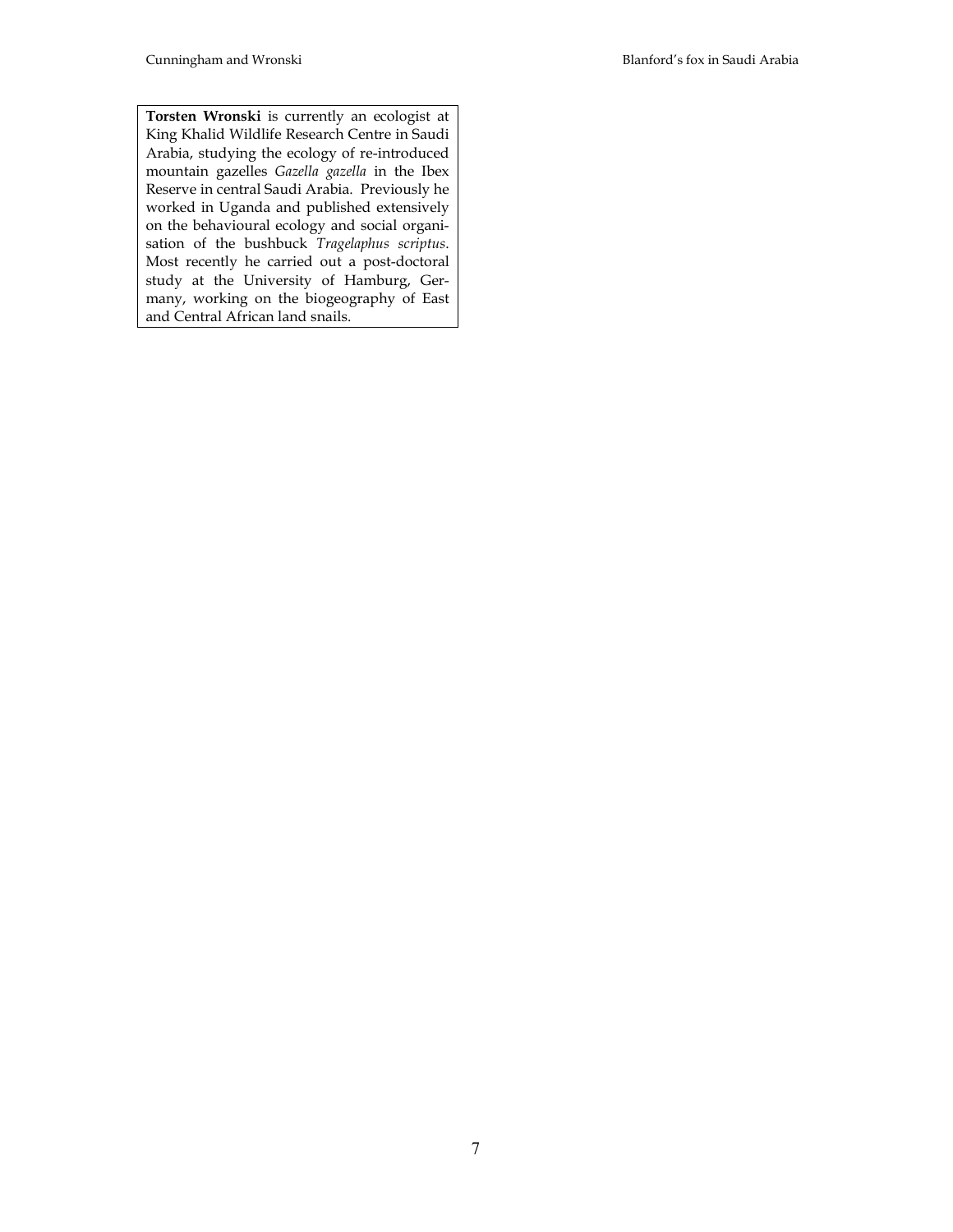**Torsten Wronski** is currently an ecologist at King Khalid Wildlife Research Centre in Saudi Arabia, studying the ecology of re-introduced mountain gazelles *Gazella gazella* in the Ibex Reserve in central Saudi Arabia. Previously he worked in Uganda and published extensively on the behavioural ecology and social organisation of the bushbuck *Tragelaphus scriptus*. Most recently he carried out a post-doctoral study at the University of Hamburg, Germany, working on the biogeography of East and Central African land snails.